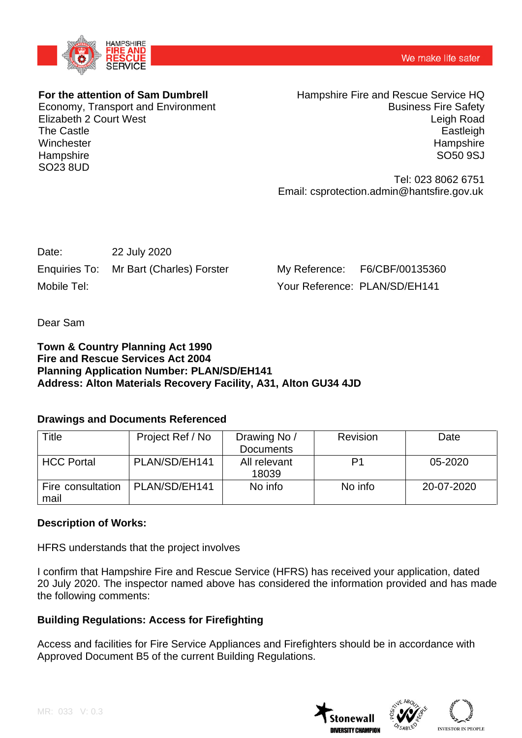HAMPSHIRE FIRE AND RESCUE SERVICE

We make life safer

**For the attention of Sam Dumbrell**
Economy, Transport and Environment
Elizabeth 2 Court West
The Castle
Winchester
Hampshire
SO23 8UD

Hampshire Fire and Rescue Service HQ
Business Fire Safety
Leigh Road
Eastleigh
Hampshire
SO50 9SJ

Tel: 023 8062 6751
Email: csprotection.admin@hantsfire.gov.uk

Date: 22 July 2020
Enquiries To: Mr Bart (Charles) Forster
Mobile Tel:

My Reference: F6/CBF/00135360
Your Reference: PLAN/SD/EH141

Dear Sam

**Town & Country Planning Act 1990**
**Fire and Rescue Services Act 2004**
**Planning Application Number: PLAN/SD/EH141**
**Address: Alton Materials Recovery Facility, A31, Alton GU34 4JD**

**Drawings and Documents Referenced**

| Title | Project Ref / No | Drawing No / Documents | Revision | Date |
|---|---|---|---|---|
| HCC Portal | PLAN/SD/EH141 | All relevant 18039 | P1 | 05-2020 |
| Fire consultation mail | PLAN/SD/EH141 | No info | No info | 20-07-2020 |

**Description of Works:**

HFRS understands that the project involves

I confirm that Hampshire Fire and Rescue Service (HFRS) has received your application, dated 20 July 2020. The inspector named above has considered the information provided and has made the following comments:

**Building Regulations: Access for Firefighting**

Access and facilities for Fire Service Appliances and Firefighters should be in accordance with Approved Document B5 of the current Building Regulations.

MR: 033 V: 0.3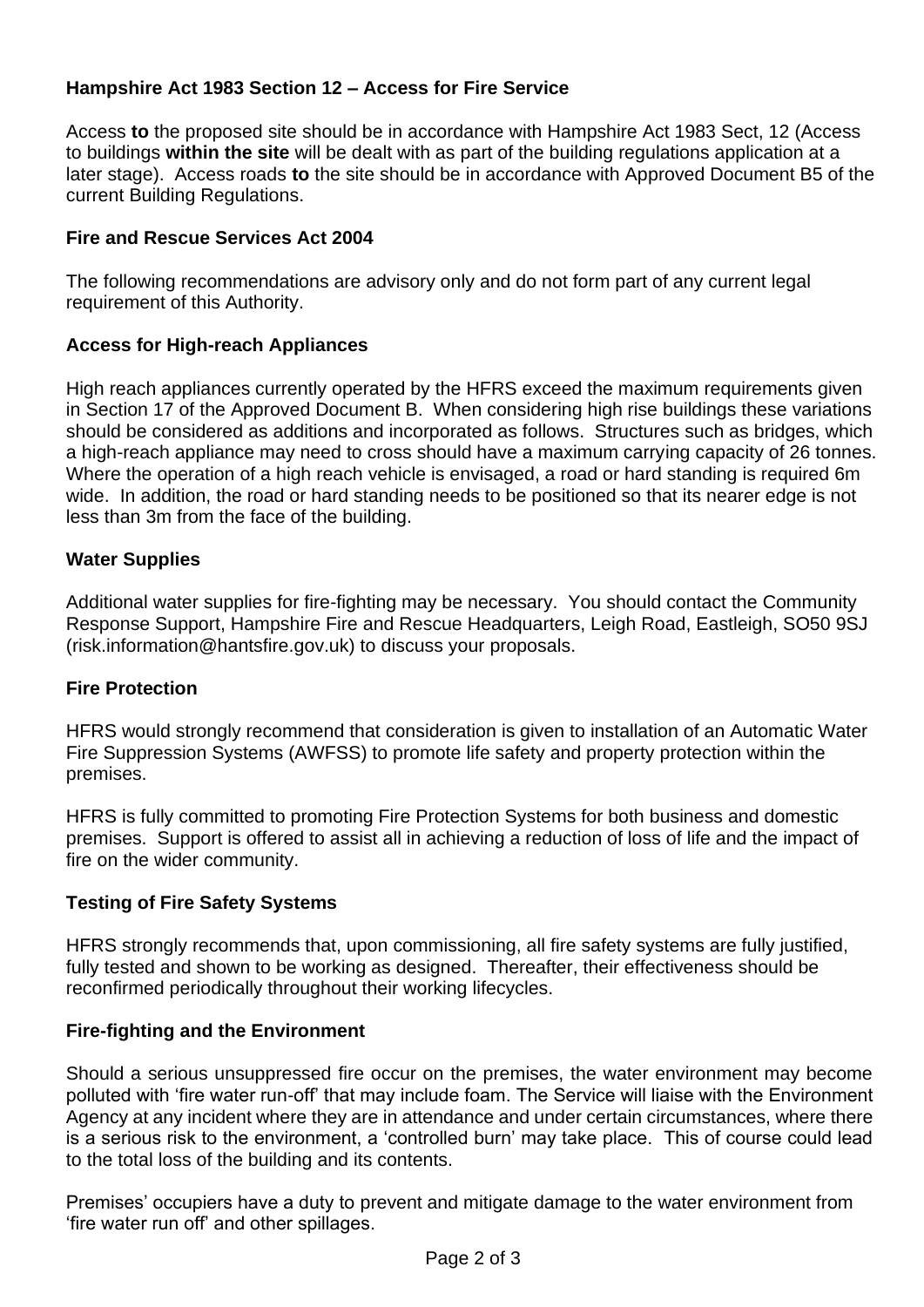**Hampshire Act 1983 Section 12 – Access for Fire Service**

Access **to** the proposed site should be in accordance with Hampshire Act 1983 Sect, 12 (Access to buildings **within the site** will be dealt with as part of the building regulations application at a later stage). Access roads **to** the site should be in accordance with Approved Document B5 of the current Building Regulations.

**Fire and Rescue Services Act 2004**

The following recommendations are advisory only and do not form part of any current legal requirement of this Authority.

**Access for High-reach Appliances**

High reach appliances currently operated by the HFRS exceed the maximum requirements given in Section 17 of the Approved Document B. When considering high rise buildings these variations should be considered as additions and incorporated as follows. Structures such as bridges, which a high-reach appliance may need to cross should have a maximum carrying capacity of 26 tonnes. Where the operation of a high reach vehicle is envisaged, a road or hard standing is required 6m wide. In addition, the road or hard standing needs to be positioned so that its nearer edge is not less than 3m from the face of the building.

**Water Supplies**

Additional water supplies for fire-fighting may be necessary. You should contact the Community Response Support, Hampshire Fire and Rescue Headquarters, Leigh Road, Eastleigh, SO50 9SJ (risk.information@hantsfire.gov.uk) to discuss your proposals.

**Fire Protection**

HFRS would strongly recommend that consideration is given to installation of an Automatic Water Fire Suppression Systems (AWFSS) to promote life safety and property protection within the premises.

HFRS is fully committed to promoting Fire Protection Systems for both business and domestic premises. Support is offered to assist all in achieving a reduction of loss of life and the impact of fire on the wider community.

**Testing of Fire Safety Systems**

HFRS strongly recommends that, upon commissioning, all fire safety systems are fully justified, fully tested and shown to be working as designed. Thereafter, their effectiveness should be reconfirmed periodically throughout their working lifecycles.

**Fire-fighting and the Environment**

Should a serious unsuppressed fire occur on the premises, the water environment may become polluted with 'fire water run-off' that may include foam. The Service will liaise with the Environment Agency at any incident where they are in attendance and under certain circumstances, where there is a serious risk to the environment, a 'controlled burn' may take place. This of course could lead to the total loss of the building and its contents.

Premises' occupiers have a duty to prevent and mitigate damage to the water environment from 'fire water run off' and other spillages.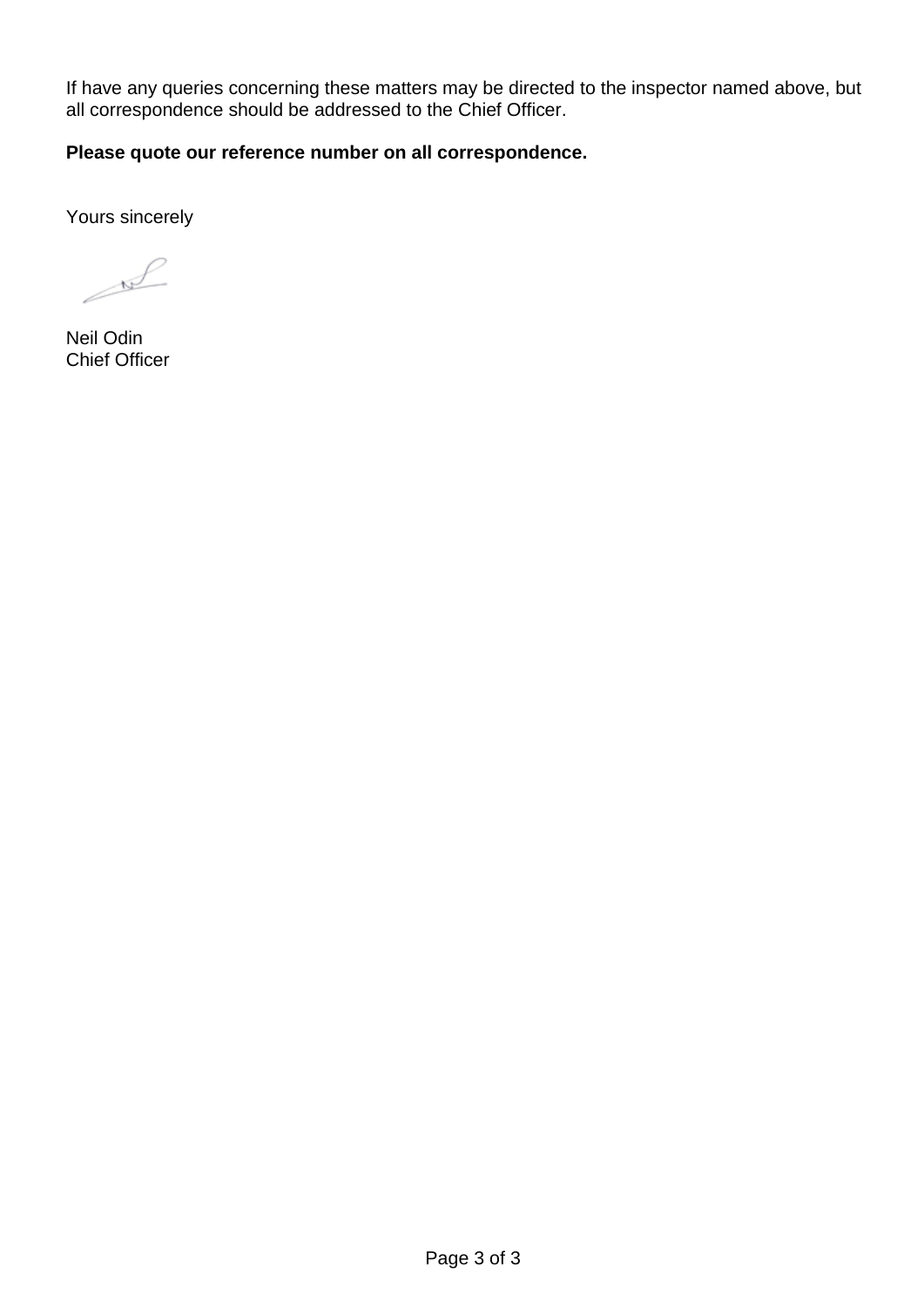If have any queries concerning these matters may be directed to the inspector named above, but all correspondence should be addressed to the Chief Officer.

**Please quote our reference number on all correspondence.**

Yours sincerely

Neil Odin
Chief Officer